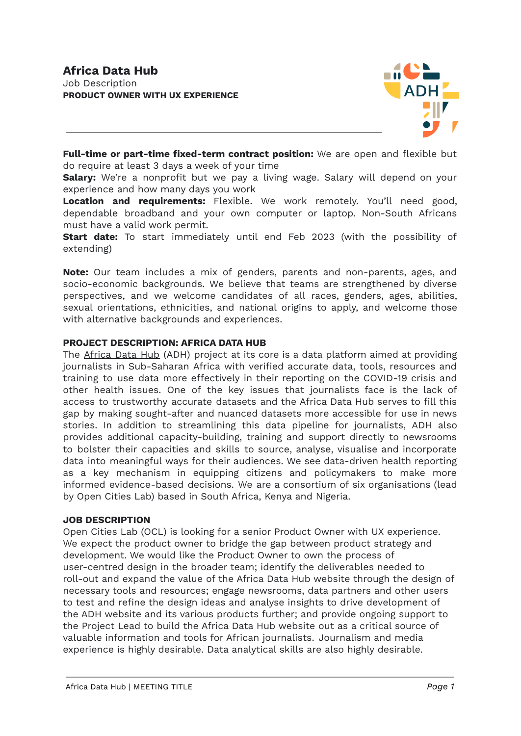# Africa Data Hub

Job Description

**PRODUCT OWNER WITH UX EXPERIENCE**

**Full-time or part-time fixed-term contract position:** We are open and flexible but do require at least 3 days a week of your time

**Salary:** We're a nonprofit but we pay a living wage. Salary will depend on your experience and how many days you work

**Location and requirements:** Flexible. We work remotely. You'll need good, dependable broadband and your own computer or laptop. Non-South Africans must have a valid work permit.

**Start date:** To start immediately until end Feb 2023 (with the possibility of extending)

**Note:** Our team includes a mix of genders, parents and non-parents, ages, and socio-economic backgrounds. We believe that teams are strengthened by diverse perspectives, and we welcome candidates of all races, genders, ages, abilities, sexual orientations, ethnicities, and national origins to apply, and welcome those with alternative backgrounds and experiences.

## PROJECT DESCRIPTION: AFRICA DATA HUB

The Africa Data Hub (ADH) project at its core is a data platform aimed at providing journalists in Sub-Saharan Africa with verified accurate data, tools, resources and training to use data more effectively in their reporting on the COVID-19 crisis and other health issues. One of the key issues that journalists face is the lack of access to trustworthy accurate datasets and the Africa Data Hub serves to fill this gap by making sought-after and nuanced datasets more accessible for use in news stories. In addition to streamlining this data pipeline for journalists, ADH also provides additional capacity-building, training and support directly to newsrooms to bolster their capacities and skills to source, analyse, visualise and incorporate data into meaningful ways for their audiences. We see data-driven health reporting as a key mechanism in equipping citizens and policymakers to make more informed evidence-based decisions. We are a consortium of six organisations (lead by Open Cities Lab) based in South Africa, Kenya and Nigeria.

## JOB DESCRIPTION

Open Cities Lab (OCL) is looking for a senior Product Owner with UX experience. We expect the product owner to bridge the gap between product strategy and development. We would like the Product Owner to own the process of user-centred design in the broader team; identify the deliverables needed to roll-out and expand the value of the Africa Data Hub website through the design of necessary tools and resources; engage newsrooms, data partners and other users to test and refine the design ideas and analyse insights to drive development of the ADH website and its various products further; and provide ongoing support to the Project Lead to build the Africa Data Hub website out as a critical source of valuable information and tools for African journalists. Journalism and media experience is highly desirable. Data analytical skills are also highly desirable.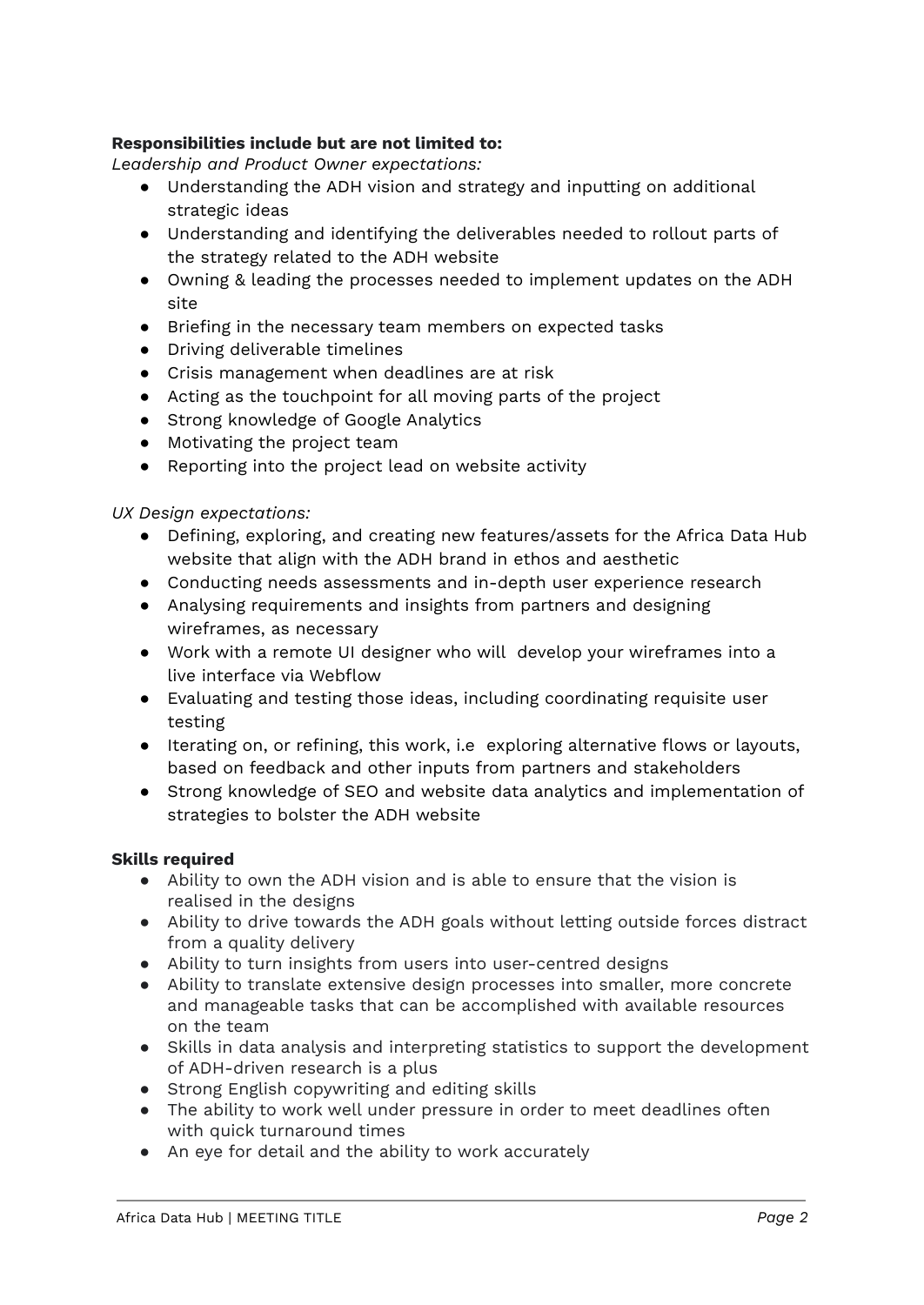**Responsibilities include but are not limited to:**

*Leadership and Product Owner expectations:*

- Understanding the ADH vision and strategy and inputting on additional strategic ideas
- Understanding and identifying the deliverables needed to rollout parts of the strategy related to the ADH website
- Owning & leading the processes needed to implement updates on the ADH site
- Briefing in the necessary team members on expected tasks
- Driving deliverable timelines
- Crisis management when deadlines are at risk
- Acting as the touchpoint for all moving parts of the project
- Strong knowledge of Google Analytics
- Motivating the project team
- Reporting into the project lead on website activity

*UX Design expectations:*

- Defining, exploring, and creating new features/assets for the Africa Data Hub website that align with the ADH brand in ethos and aesthetic
- Conducting needs assessments and in-depth user experience research
- Analysing requirements and insights from partners and designing wireframes, as necessary
- Work with a remote UI designer who will develop your wireframes into a live interface via Webflow
- Evaluating and testing those ideas, including coordinating requisite user testing
- Iterating on, or refining, this work, i.e exploring alternative flows or layouts, based on feedback and other inputs from partners and stakeholders
- Strong knowledge of SEO and website data analytics and implementation of strategies to bolster the ADH website

**Skills required**

- Ability to own the ADH vision and is able to ensure that the vision is realised in the designs
- Ability to drive towards the ADH goals without letting outside forces distract from a quality delivery
- Ability to turn insights from users into user-centred designs
- Ability to translate extensive design processes into smaller, more concrete and manageable tasks that can be accomplished with available resources on the team
- Skills in data analysis and interpreting statistics to support the development of ADH-driven research is a plus
- Strong English copywriting and editing skills
- The ability to work well under pressure in order to meet deadlines often with quick turnaround times
- An eye for detail and the ability to work accurately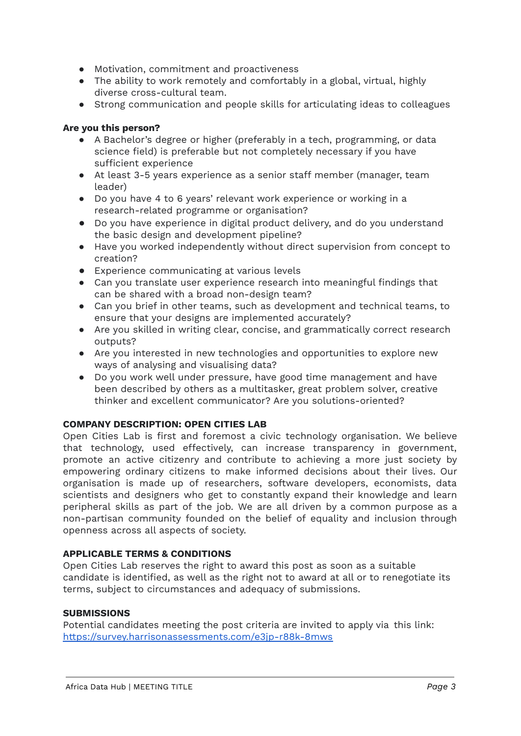- Motivation, commitment and proactiveness
- The ability to work remotely and comfortably in a global, virtual, highly diverse cross-cultural team.
- Strong communication and people skills for articulating ideas to colleagues

**Are you this person?**

- A Bachelor's degree or higher (preferably in a tech, programming, or data science field) is preferable but not completely necessary if you have sufficient experience
- At least 3-5 years experience as a senior staff member (manager, team leader)
- Do you have 4 to 6 years' relevant work experience or working in a research-related programme or organisation?
- Do you have experience in digital product delivery, and do you understand the basic design and development pipeline?
- Have you worked independently without direct supervision from concept to creation?
- Experience communicating at various levels
- Can you translate user experience research into meaningful findings that can be shared with a broad non-design team?
- Can you brief in other teams, such as development and technical teams, to ensure that your designs are implemented accurately?
- Are you skilled in writing clear, concise, and grammatically correct research outputs?
- Are you interested in new technologies and opportunities to explore new ways of analysing and visualising data?
- Do you work well under pressure, have good time management and have been described by others as a multitasker, great problem solver, creative thinker and excellent communicator? Are you solutions-oriented?

**COMPANY DESCRIPTION: OPEN CITIES LAB**

Open Cities Lab is first and foremost a civic technology organisation. We believe that technology, used effectively, can increase transparency in government, promote an active citizenry and contribute to achieving a more just society by empowering ordinary citizens to make informed decisions about their lives. Our organisation is made up of researchers, software developers, economists, data scientists and designers who get to constantly expand their knowledge and learn peripheral skills as part of the job. We are all driven by a common purpose as a non-partisan community founded on the belief of equality and inclusion through openness across all aspects of society.

**APPLICABLE TERMS & CONDITIONS**

Open Cities Lab reserves the right to award this post as soon as a suitable candidate is identified, as well as the right not to award at all or to renegotiate its terms, subject to circumstances and adequacy of submissions.

**SUBMISSIONS**

Potential candidates meeting the post criteria are invited to apply via this link: [https://survey.harrisonassessments.com/e3jp-r88k-8mws](https://survey.harrisonassessments.com/e3jp-r88k-8mws)